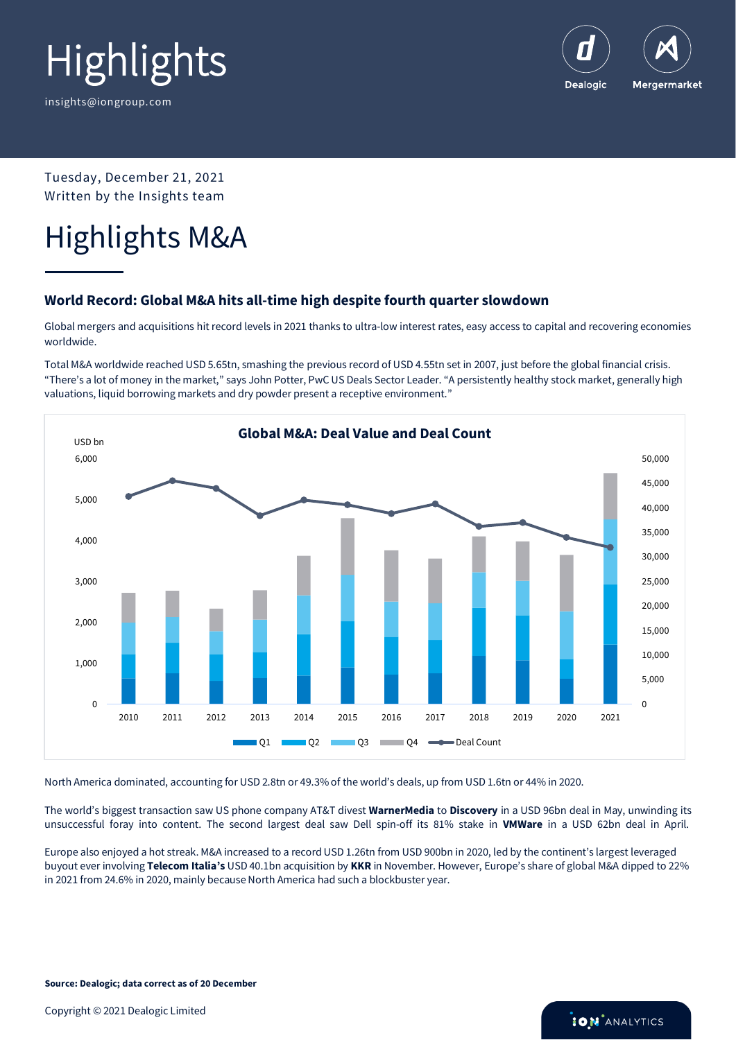# Highlights

insights@iongroup.com

Tuesday, December 21, 2021
Written by the Insights team

# Highlights M&A

### World Record: Global M&A hits all-time high despite fourth quarter slowdown

Global mergers and acquisitions hit record levels in 2021 thanks to ultra-low interest rates, easy access to capital and recovering economies worldwide.

Total M&A worldwide reached USD 5.65tn, smashing the previous record of USD 4.55tn set in 2007, just before the global financial crisis. "There's a lot of money in the market," says John Potter, PwC US Deals Sector Leader. "A persistently healthy stock market, generally high valuations, liquid borrowing markets and dry powder present a receptive environment."

**Global M&A: Deal Value and Deal Count**

North America dominated, accounting for USD 2.8tn or 49.3% of the world's deals, up from USD 1.6tn or 44% in 2020.

The world's biggest transaction saw US phone company AT&T divest **WarnerMedia** to **Discovery** in a USD 96bn deal in May, unwinding its unsuccessful foray into content. The second largest deal saw Dell spin-off its 81% stake in **VMWare** in a USD 62bn deal in April.

Europe also enjoyed a hot streak. M&A increased to a record USD 1.26tn from USD 900bn in 2020, led by the continent's largest leveraged buyout ever involving **Telecom Italia's** USD 40.1bn acquisition by **KKR** in November. However, Europe's share of global M&A dipped to 22% in 2021 from 24.6% in 2020, mainly because North America had such a blockbuster year.

**Source: Dealogic; data correct as of 20 December**

Copyright © 2021 Dealogic Limited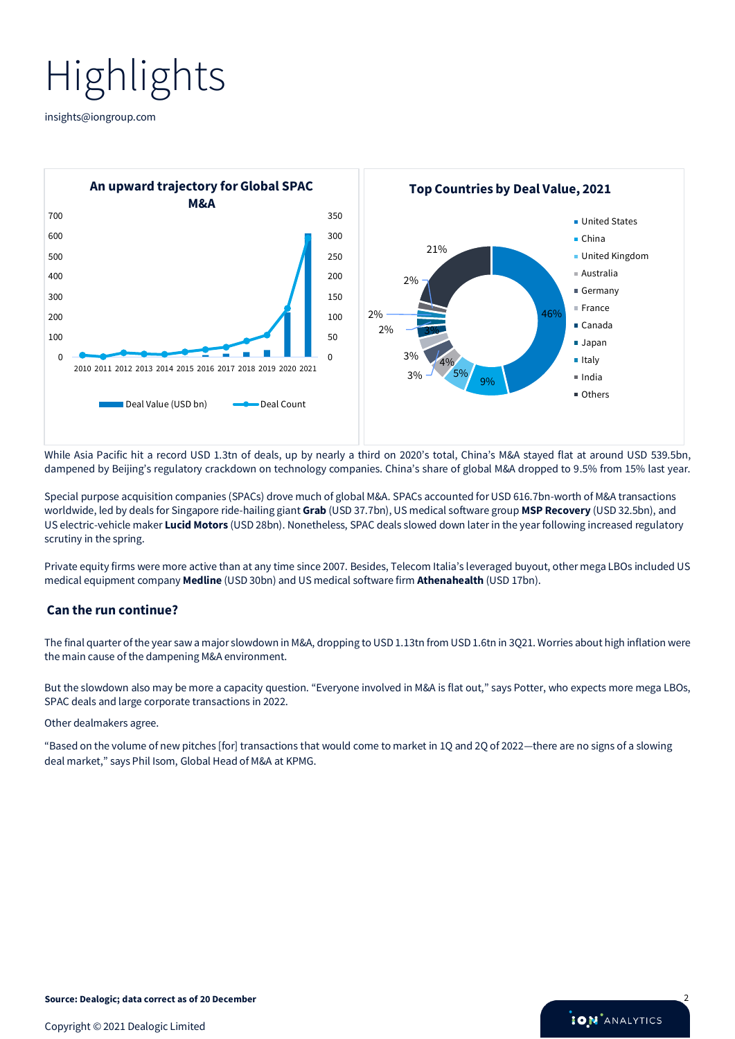# Highlights

insights@iongroup.com

**An upward trajectory for Global SPAC M&A**

Deal Value (USD bn) / Deal Count

2010 2011 2012 2013 2014 2015 2016 2017 2018 2019 2020 2021

**Top Countries by Deal Value, 2021**

- United States 46%
- China 9%
- United Kingdom 5%
- Australia 4%
- Germany 3%
- France 3%
- Canada 3%
- Japan 2%
- Italy 2%
- India 2%
- Others 21%

While Asia Pacific hit a record USD 1.3tn of deals, up by nearly a third on 2020's total, China's M&A stayed flat at around USD 539.5bn, dampened by Beijing's regulatory crackdown on technology companies. China's share of global M&A dropped to 9.5% from 15% last year.

Special purpose acquisition companies (SPACs) drove much of global M&A. SPACs accounted for USD 616.7bn-worth of M&A transactions worldwide, led by deals for Singapore ride-hailing giant **Grab** (USD 37.7bn), US medical software group **MSP Recovery** (USD 32.5bn), and US electric-vehicle maker **Lucid Motors** (USD 28bn). Nonetheless, SPAC deals slowed down later in the year following increased regulatory scrutiny in the spring.

Private equity firms were more active than at any time since 2007. Besides, Telecom Italia's leveraged buyout, other mega LBOs included US medical equipment company **Medline** (USD 30bn) and US medical software firm **Athenahealth** (USD 17bn).

## Can the run continue?

The final quarter of the year saw a major slowdown in M&A, dropping to USD 1.13tn from USD 1.6tn in 3Q21. Worries about high inflation were the main cause of the dampening M&A environment.

But the slowdown also may be more a capacity question. "Everyone involved in M&A is flat out," says Potter, who expects more mega LBOs, SPAC deals and large corporate transactions in 2022.

Other dealmakers agree.

"Based on the volume of new pitches [for] transactions that would come to market in 1Q and 2Q of 2022—there are no signs of a slowing deal market," says Phil Isom, Global Head of M&A at KPMG.

**Source: Dealogic; data correct as of 20 December**

Copyright © 2021 Dealogic Limited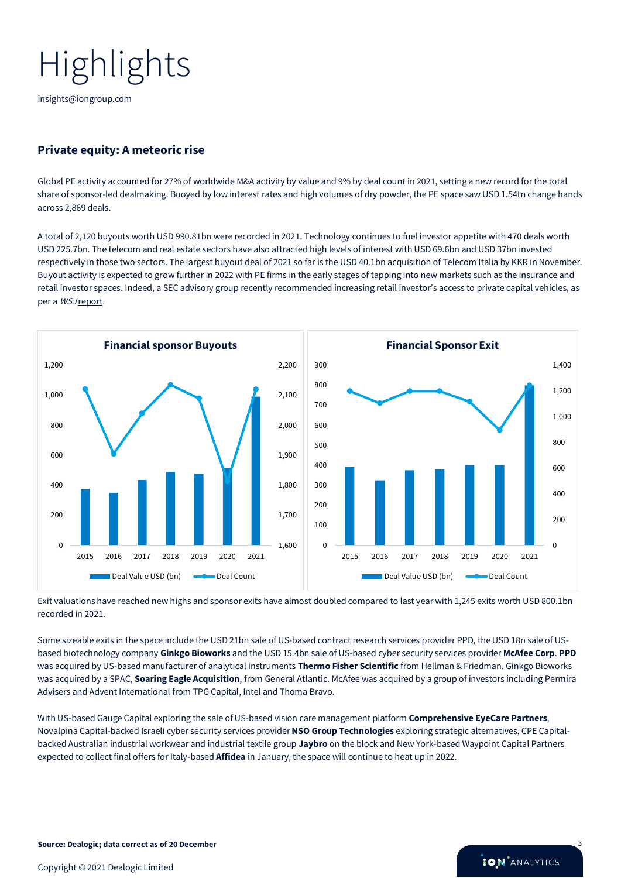# Highlights

insights@iongroup.com

## Private equity: A meteoric rise

Global PE activity accounted for 27% of worldwide M&A activity by value and 9% by deal count in 2021, setting a new record for the total share of sponsor-led dealmaking. Buoyed by low interest rates and high volumes of dry powder, the PE space saw USD 1.54tn change hands across 2,869 deals.

A total of 2,120 buyouts worth USD 990.81bn were recorded in 2021. Technology continues to fuel investor appetite with 470 deals worth USD 225.7bn. The telecom and real estate sectors have also attracted high levels of interest with USD 69.6bn and USD 37bn invested respectively in those two sectors. The largest buyout deal of 2021 so far is the USD 40.1bn acquisition of Telecom Italia by KKR in November. Buyout activity is expected to grow further in 2022 with PE firms in the early stages of tapping into new markets such as the insurance and retail investor spaces. Indeed, a SEC advisory group recently recommended increasing retail investor's access to private capital vehicles, as per a *WSJ* report.

**Financial sponsor Buyouts**

Legend: Deal Value USD (bn) — Deal Count

**Financial Sponsor Exit**

Legend: Deal Value USD (bn) — Deal Count

Exit valuations have reached new highs and sponsor exits have almost doubled compared to last year with 1,245 exits worth USD 800.1bn recorded in 2021.

Some sizeable exits in the space include the USD 21bn sale of US-based contract research services provider PPD, the USD 18n sale of US-based biotechnology company **Ginkgo Bioworks** and the USD 15.4bn sale of US-based cyber security services provider **McAfee Corp**. **PPD** was acquired by US-based manufacturer of analytical instruments **Thermo Fisher Scientific** from Hellman & Friedman. Ginkgo Bioworks was acquired by a SPAC, **Soaring Eagle Acquisition**, from General Atlantic. McAfee was acquired by a group of investors including Permira Advisers and Advent International from TPG Capital, Intel and Thoma Bravo.

With US-based Gauge Capital exploring the sale of US-based vision care management platform **Comprehensive EyeCare Partners**, Novalpina Capital-backed Israeli cyber security services provider **NSO Group Technologies** exploring strategic alternatives, CPE Capital-backed Australian industrial workwear and industrial textile group **Jaybro** on the block and New York-based Waypoint Capital Partners expected to collect final offers for Italy-based **Affidea** in January, the space will continue to heat up in 2022.

**Source: Dealogic; data correct as of 20 December**

Copyright © 2021 Dealogic Limited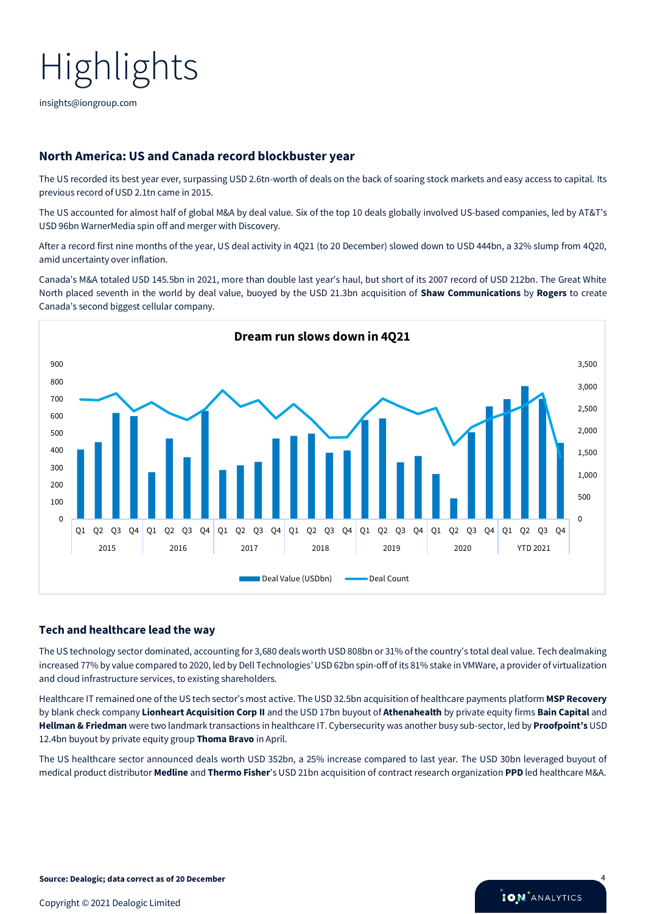# Highlights

insights@iongroup.com

## North America: US and Canada record blockbuster year

The US recorded its best year ever, surpassing USD 2.6tn-worth of deals on the back of soaring stock markets and easy access to capital. Its previous record of USD 2.1tn came in 2015.

The US accounted for almost half of global M&A by deal value. Six of the top 10 deals globally involved US-based companies, led by AT&T's USD 96bn WarnerMedia spin off and merger with Discovery.

After a record first nine months of the year, US deal activity in 4Q21 (to 20 December) slowed down to USD 444bn, a 32% slump from 4Q20, amid uncertainty over inflation.

Canada's M&A totaled USD 145.5bn in 2021, more than double last year's haul, but short of its 2007 record of USD 212bn. The Great White North placed seventh in the world by deal value, buoyed by the USD 21.3bn acquisition of **Shaw Communications** by **Rogers** to create Canada's second biggest cellular company.

**Dream run slows down in 4Q21**

Legend: Deal Value (USDbn) — bars (left axis, 0–900); Deal Count — line (right axis, 0–3,500). Quarters Q1–Q4 for 2015, 2016, 2017, 2018, 2019, 2020, YTD 2021.

## Tech and healthcare lead the way

The US technology sector dominated, accounting for 3,680 deals worth USD 808bn or 31% of the country's total deal value. Tech dealmaking increased 77% by value compared to 2020, led by Dell Technologies' USD 62bn spin-off of its 81% stake in VMWare, a provider of virtualization and cloud infrastructure services, to existing shareholders.

Healthcare IT remained one of the US tech sector's most active. The USD 32.5bn acquisition of healthcare payments platform **MSP Recovery** by blank check company **Lionheart Acquisition Corp II** and the USD 17bn buyout of **Athenahealth** by private equity firms **Bain Capital** and **Hellman & Friedman** were two landmark transactions in healthcare IT. Cybersecurity was another busy sub-sector, led by **Proofpoint's** USD 12.4bn buyout by private equity group **Thoma Bravo** in April.

The US healthcare sector announced deals worth USD 352bn, a 25% increase compared to last year. The USD 30bn leveraged buyout of medical product distributor **Medline** and **Thermo Fisher**'s USD 21bn acquisition of contract research organization **PPD** led healthcare M&A.

**Source: Dealogic; data correct as of 20 December**

Copyright © 2021 Dealogic Limited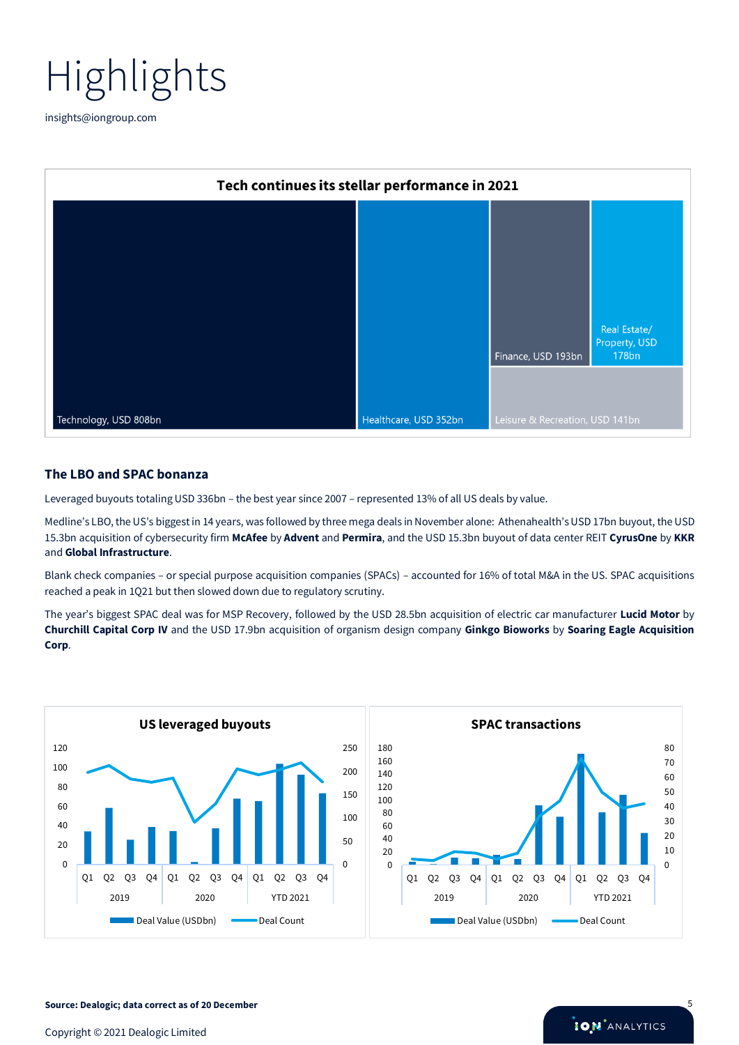# Highlights

insights@iongroup.com

**Tech continues its stellar performance in 2021**

Technology, USD 808bn

Healthcare, USD 352bn

Finance, USD 193bn

Real Estate/ Property, USD 178bn

Leisure & Recreation, USD 141bn

## The LBO and SPAC bonanza

Leveraged buyouts totaling USD 336bn – the best year since 2007 – represented 13% of all US deals by value.

Medline's LBO, the US's biggest in 14 years, was followed by three mega deals in November alone: Athenahealth's USD 17bn buyout, the USD 15.3bn acquisition of cybersecurity firm **McAfee** by **Advent** and **Permira**, and the USD 15.3bn buyout of data center REIT **CyrusOne** by **KKR** and **Global Infrastructure**.

Blank check companies – or special purpose acquisition companies (SPACs) – accounted for 16% of total M&A in the US. SPAC acquisitions reached a peak in 1Q21 but then slowed down due to regulatory scrutiny.

The year's biggest SPAC deal was for MSP Recovery, followed by the USD 28.5bn acquisition of electric car manufacturer **Lucid Motor** by **Churchill Capital Corp IV** and the USD 17.9bn acquisition of organism design company **Ginkgo Bioworks** by **Soaring Eagle Acquisition Corp**.

**US leveraged buyouts**

Left axis: 0–120; right axis: 0–250. Quarters Q1–Q4 for 2019, 2020, YTD 2021.

Deal Value (USDbn) — Deal Count

**SPAC transactions**

Left axis: 0–180; right axis: 0–80. Quarters Q1–Q4 for 2019, 2020, YTD 2021.

Deal Value (USDbn) — Deal Count

**Source: Dealogic; data correct as of 20 December**

Copyright © 2021 Dealogic Limited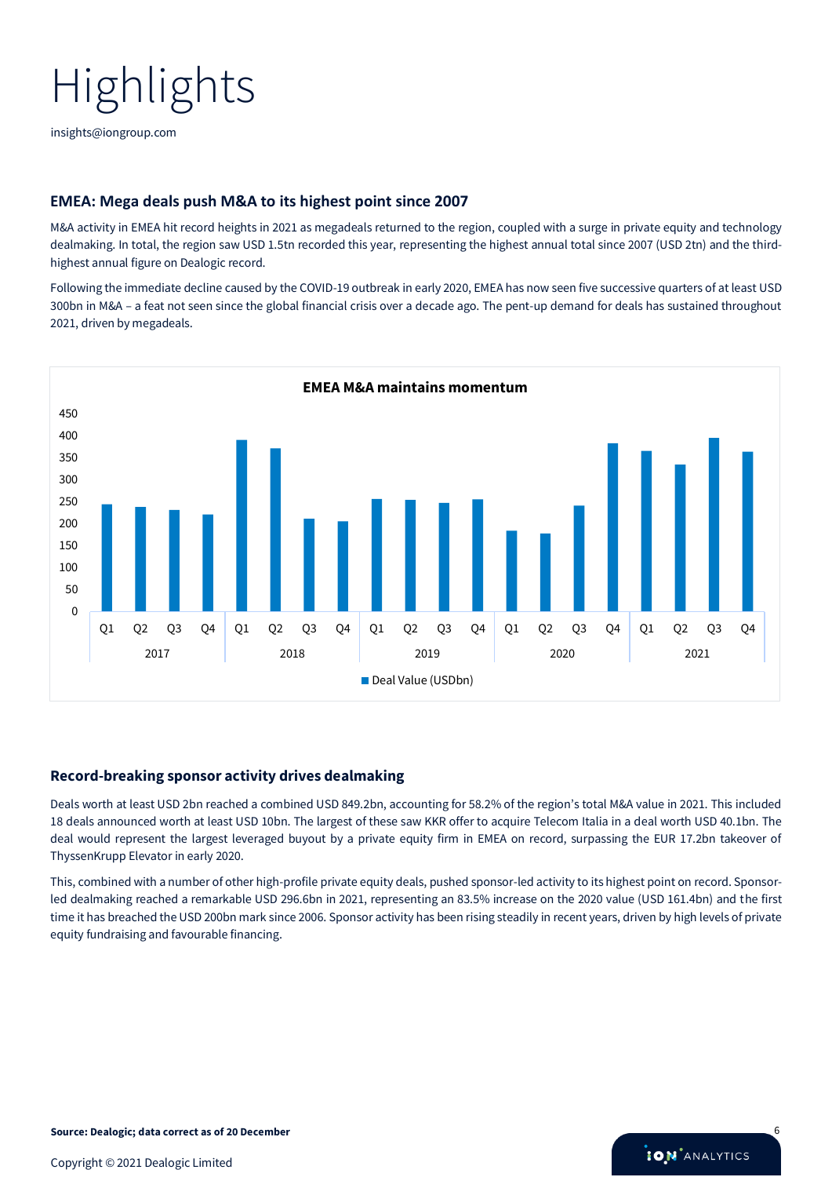# Highlights

insights@iongroup.com

## EMEA: Mega deals push M&A to its highest point since 2007

M&A activity in EMEA hit record heights in 2021 as megadeals returned to the region, coupled with a surge in private equity and technology dealmaking. In total, the region saw USD 1.5tn recorded this year, representing the highest annual total since 2007 (USD 2tn) and the third-highest annual figure on Dealogic record.

Following the immediate decline caused by the COVID-19 outbreak in early 2020, EMEA has now seen five successive quarters of at least USD 300bn in M&A – a feat not seen since the global financial crisis over a decade ago. The pent-up demand for deals has sustained throughout 2021, driven by megadeals.

**EMEA M&A maintains momentum**

| Year | Quarter | Deal Value (USDbn) |
|---|---|---|
| 2017 | Q1 | ~245 |
| 2017 | Q2 | ~238 |
| 2017 | Q3 | ~232 |
| 2017 | Q4 | ~220 |
| 2018 | Q1 | ~390 |
| 2018 | Q2 | ~372 |
| 2018 | Q3 | ~210 |
| 2018 | Q4 | ~205 |
| 2019 | Q1 | ~256 |
| 2019 | Q2 | ~254 |
| 2019 | Q3 | ~247 |
| 2019 | Q4 | ~255 |
| 2020 | Q1 | ~183 |
| 2020 | Q2 | ~177 |
| 2020 | Q3 | ~241 |
| 2020 | Q4 | ~383 |
| 2021 | Q1 | ~365 |
| 2021 | Q2 | ~334 |
| 2021 | Q3 | ~395 |
| 2021 | Q4 | ~363 |

## Record-breaking sponsor activity drives dealmaking

Deals worth at least USD 2bn reached a combined USD 849.2bn, accounting for 58.2% of the region's total M&A value in 2021. This included 18 deals announced worth at least USD 10bn. The largest of these saw KKR offer to acquire Telecom Italia in a deal worth USD 40.1bn. The deal would represent the largest leveraged buyout by a private equity firm in EMEA on record, surpassing the EUR 17.2bn takeover of ThyssenKrupp Elevator in early 2020.

This, combined with a number of other high-profile private equity deals, pushed sponsor-led activity to its highest point on record. Sponsor-led dealmaking reached a remarkable USD 296.6bn in 2021, representing an 83.5% increase on the 2020 value (USD 161.4bn) and the first time it has breached the USD 200bn mark since 2006. Sponsor activity has been rising steadily in recent years, driven by high levels of private equity fundraising and favourable financing.

**Source: Dealogic; data correct as of 20 December**

Copyright © 2021 Dealogic Limited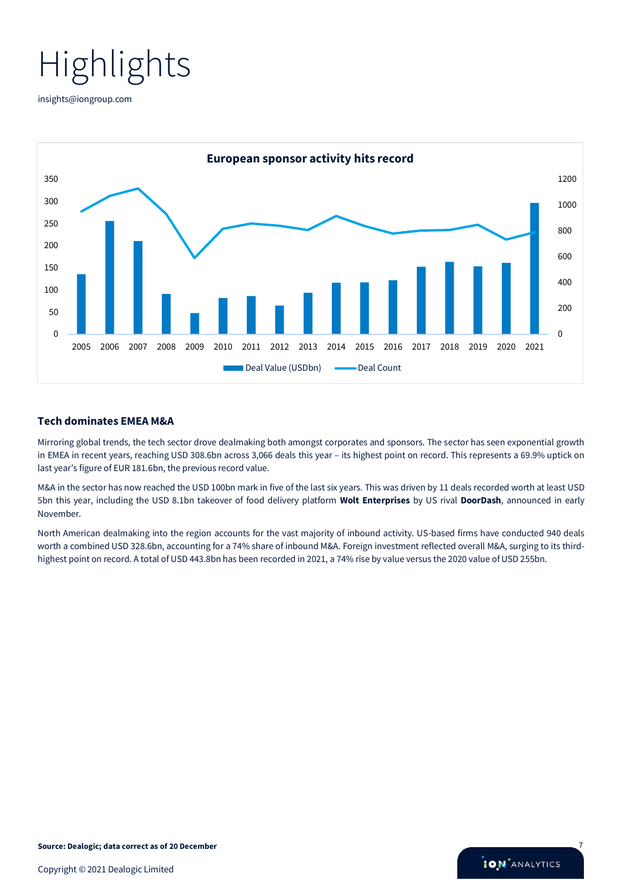# Highlights

insights@iongroup.com

**European sponsor activity hits record**

### Tech dominates EMEA M&A

Mirroring global trends, the tech sector drove dealmaking both amongst corporates and sponsors. The sector has seen exponential growth in EMEA in recent years, reaching USD 308.6bn across 3,066 deals this year – its highest point on record. This represents a 69.9% uptick on last year's figure of EUR 181.6bn, the previous record value.

M&A in the sector has now reached the USD 100bn mark in five of the last six years. This was driven by 11 deals recorded worth at least USD 5bn this year, including the USD 8.1bn takeover of food delivery platform **Wolt Enterprises** by US rival **DoorDash**, announced in early November.

North American dealmaking into the region accounts for the vast majority of inbound activity. US-based firms have conducted 940 deals worth a combined USD 328.6bn, accounting for a 74% share of inbound M&A. Foreign investment reflected overall M&A, surging to its third-highest point on record. A total of USD 443.8bn has been recorded in 2021, a 74% rise by value versus the 2020 value of USD 255bn.

**Source: Dealogic; data correct as of 20 December**

Copyright © 2021 Dealogic Limited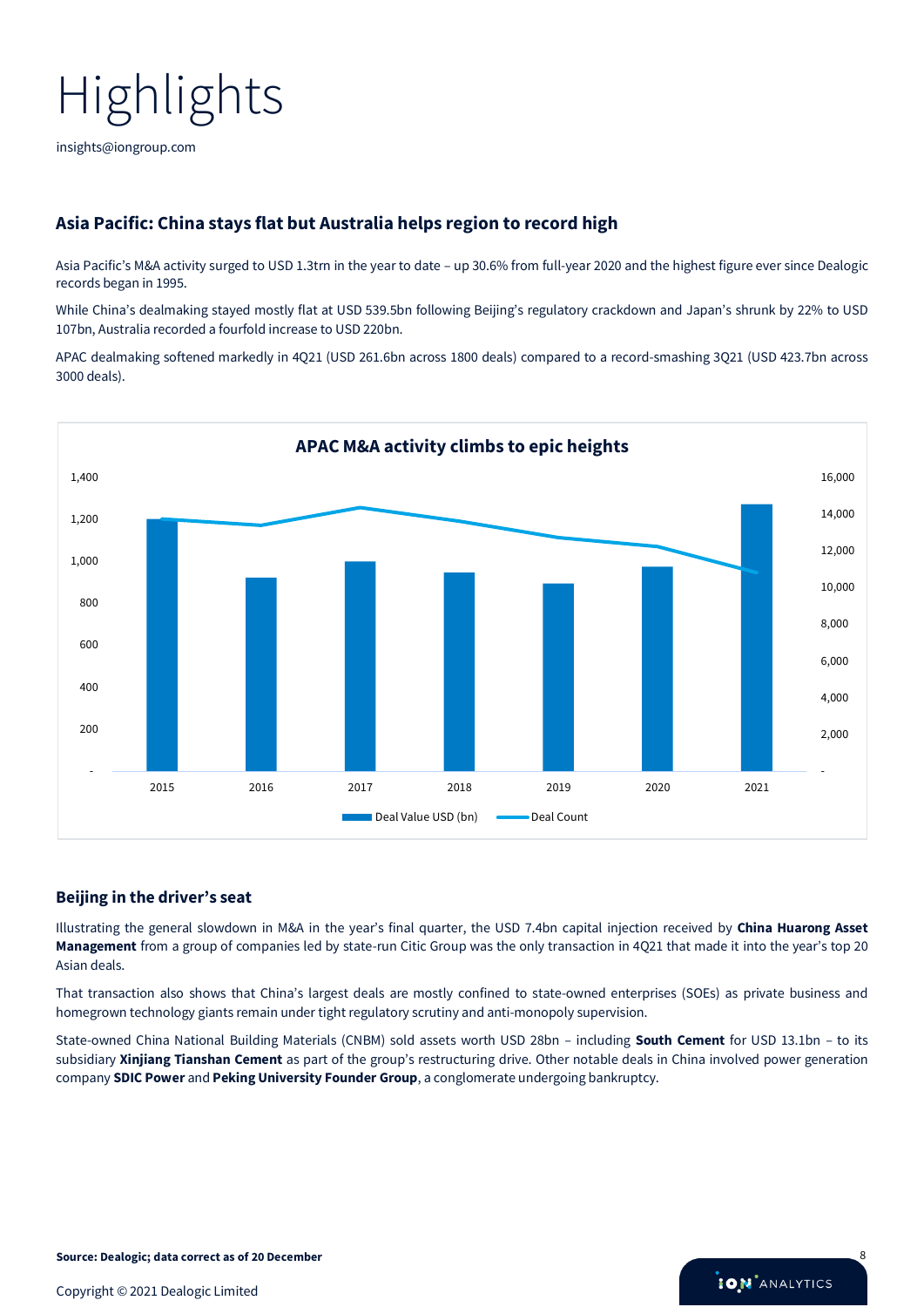# Highlights

insights@iongroup.com

## Asia Pacific: China stays flat but Australia helps region to record high

Asia Pacific's M&A activity surged to USD 1.3trn in the year to date – up 30.6% from full-year 2020 and the highest figure ever since Dealogic records began in 1995.

While China's dealmaking stayed mostly flat at USD 539.5bn following Beijing's regulatory crackdown and Japan's shrunk by 22% to USD 107bn, Australia recorded a fourfold increase to USD 220bn.

APAC dealmaking softened markedly in 4Q21 (USD 261.6bn across 1800 deals) compared to a record-smashing 3Q21 (USD 423.7bn across 3000 deals).

**APAC M&A activity climbs to epic heights**

Deal Value USD (bn) | Deal Count

2015 | 2016 | 2017 | 2018 | 2019 | 2020 | 2021

## Beijing in the driver's seat

Illustrating the general slowdown in M&A in the year's final quarter, the USD 7.4bn capital injection received by **China Huarong Asset Management** from a group of companies led by state-run Citic Group was the only transaction in 4Q21 that made it into the year's top 20 Asian deals.

That transaction also shows that China's largest deals are mostly confined to state-owned enterprises (SOEs) as private business and homegrown technology giants remain under tight regulatory scrutiny and anti-monopoly supervision.

State-owned China National Building Materials (CNBM) sold assets worth USD 28bn – including **South Cement** for USD 13.1bn – to its subsidiary **Xinjiang Tianshan Cement** as part of the group's restructuring drive. Other notable deals in China involved power generation company **SDIC Power** and **Peking University Founder Group**, a conglomerate undergoing bankruptcy.

**Source: Dealogic; data correct as of 20 December**

Copyright © 2021 Dealogic Limited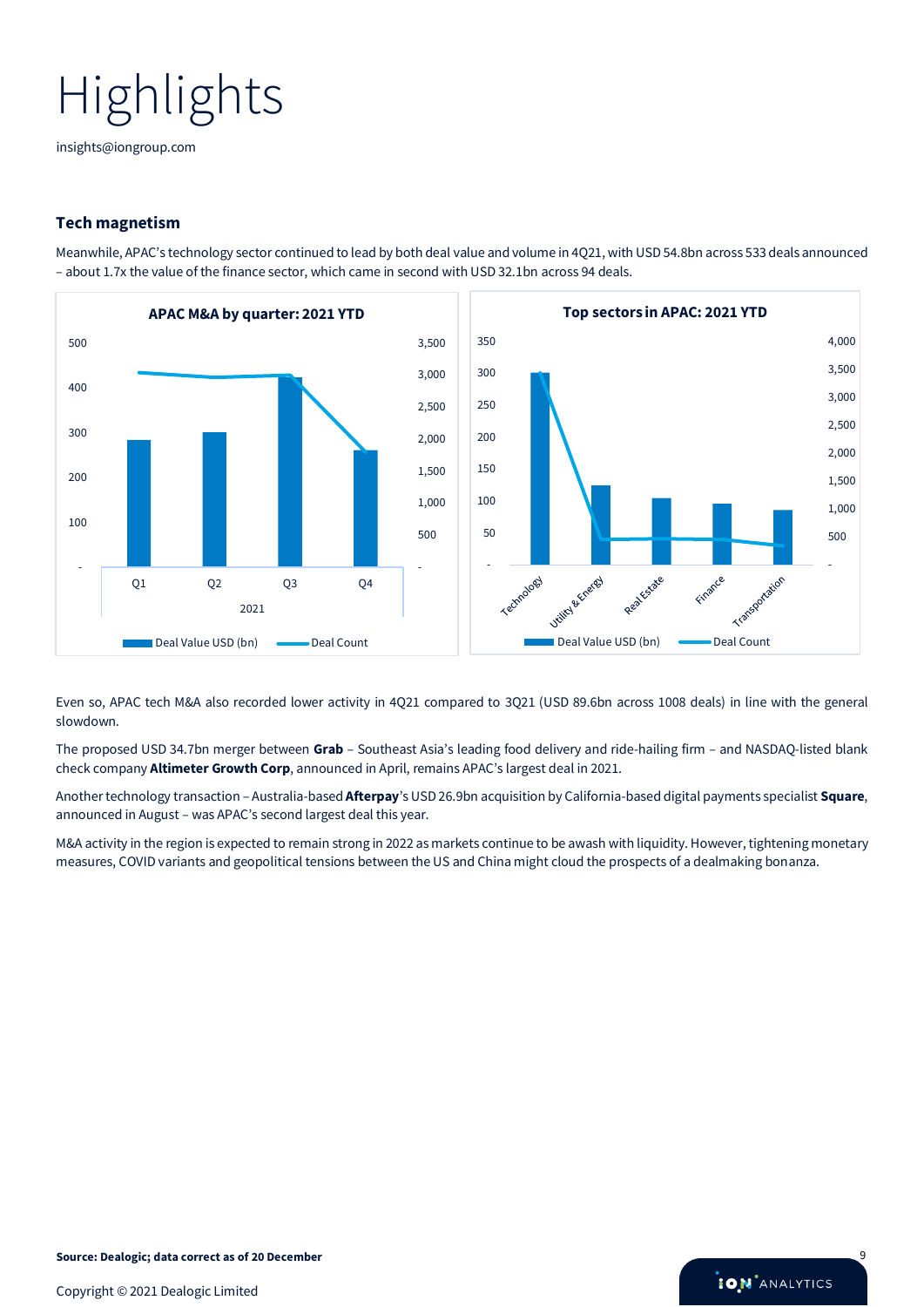# Highlights

insights@iongroup.com

### Tech magnetism

Meanwhile, APAC's technology sector continued to lead by both deal value and volume in 4Q21, with USD 54.8bn across 533 deals announced – about 1.7x the value of the finance sector, which came in second with USD 32.1bn across 94 deals.

**APAC M&A by quarter: 2021 YTD**

500
400
300
200
100
-

3,500
3,000
2,500
2,000
1,500
1,000
500
-

Q1 Q2 Q3 Q4
2021

Deal Value USD (bn) Deal Count

**Top sectors in APAC: 2021 YTD**

350
300
250
200
150
100
50
-

4,000
3,500
3,000
2,500
2,000
1,500
1,000
500
-

Technology Utility & Energy Real Estate Finance Transportation

Deal Value USD (bn) Deal Count

Even so, APAC tech M&A also recorded lower activity in 4Q21 compared to 3Q21 (USD 89.6bn across 1008 deals) in line with the general slowdown.

The proposed USD 34.7bn merger between **Grab** – Southeast Asia's leading food delivery and ride-hailing firm – and NASDAQ-listed blank check company **Altimeter Growth Corp**, announced in April, remains APAC's largest deal in 2021.

Another technology transaction – Australia-based **Afterpay**'s USD 26.9bn acquisition by California-based digital payments specialist **Square**, announced in August – was APAC's second largest deal this year.

M&A activity in the region is expected to remain strong in 2022 as markets continue to be awash with liquidity. However, tightening monetary measures, COVID variants and geopolitical tensions between the US and China might cloud the prospects of a dealmaking bonanza.

**Source: Dealogic; data correct as of 20 December**

Copyright © 2021 Dealogic Limited